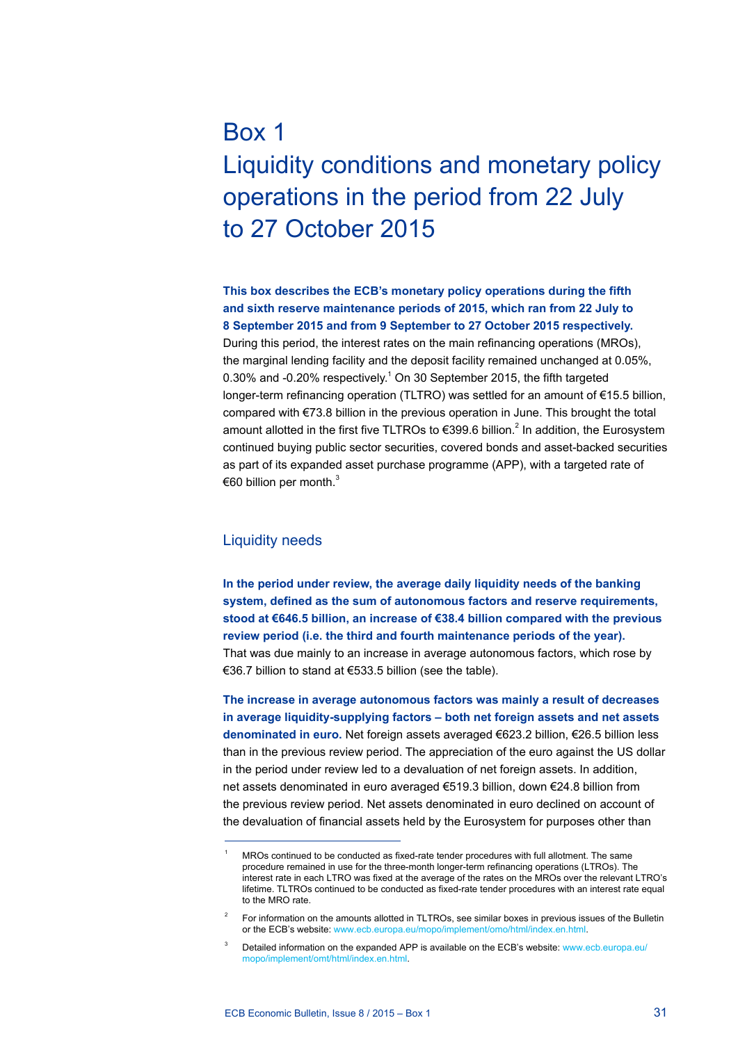# Box 1

# Liquidity conditions and monetary policy operations in the period from 22 July to 27 October 2015

**This box describes the ECB's monetary policy operations during the fifth and sixth reserve maintenance periods of 2015, which ran from 22 July to 8 September 2015 and from 9 September to 27 October 2015 respectively.** During this period, the interest rates on the main refinancing operations (MROs), the marginal lending facility and the deposit facility remained unchanged at 0.05%, 0.30% and -0.20% respectively.[1] On 30 September 2015, the fifth targeted longer-term refinancing operation (TLTRO) was settled for an amount of €15.5 billion, compared with €73.8 billion in the previous operation in June. This brought the total amount allotted in the first five TLTROs to €399.6 billion.[2] In addition, the Eurosystem continued buying public sector securities, covered bonds and asset-backed securities as part of its expanded asset purchase programme (APP), with a targeted rate of €60 billion per month.[3]

## Liquidity needs

**In the period under review, the average daily liquidity needs of the banking system, defined as the sum of autonomous factors and reserve requirements, stood at €646.5 billion, an increase of €38.4 billion compared with the previous review period (i.e. the third and fourth maintenance periods of the year).** That was due mainly to an increase in average autonomous factors, which rose by €36.7 billion to stand at €533.5 billion (see the table).

**The increase in average autonomous factors was mainly a result of decreases in average liquidity-supplying factors – both net foreign assets and net assets denominated in euro.** Net foreign assets averaged €623.2 billion, €26.5 billion less than in the previous review period. The appreciation of the euro against the US dollar in the period under review led to a devaluation of net foreign assets. In addition, net assets denominated in euro averaged €519.3 billion, down €24.8 billion from the previous review period. Net assets denominated in euro declined on account of the devaluation of financial assets held by the Eurosystem for purposes other than

---

1. MROs continued to be conducted as fixed-rate tender procedures with full allotment. The same procedure remained in use for the three-month longer-term refinancing operations (LTROs). The interest rate in each LTRO was fixed at the average of the rates on the MROs over the relevant LTRO's lifetime. TLTROs continued to be conducted as fixed-rate tender procedures with an interest rate equal to the MRO rate.

2. For information on the amounts allotted in TLTROs, see similar boxes in previous issues of the Bulletin or the ECB's website: www.ecb.europa.eu/mopo/implement/omo/html/index.en.html.

3. Detailed information on the expanded APP is available on the ECB's website: www.ecb.europa.eu/mopo/implement/omt/html/index.en.html.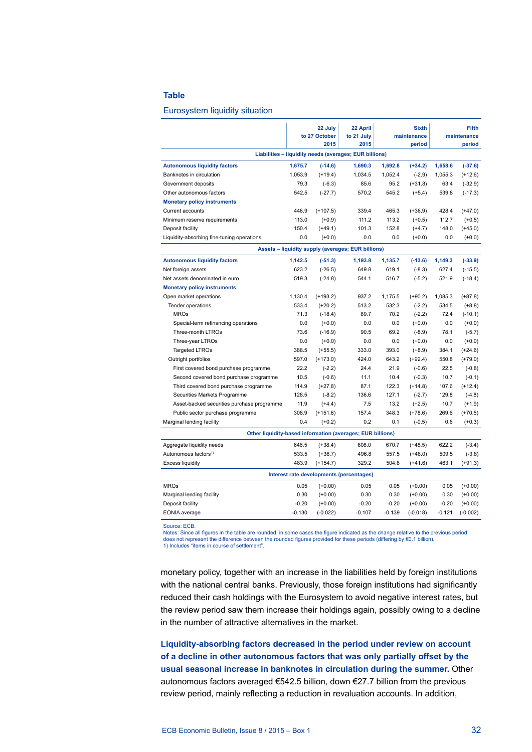**Table**

Eurosystem liquidity situation

| | 22 July to 27 October 2015 | | 22 April to 21 July 2015 | Sixth maintenance period | | Fifth maintenance period | |
|---|---|---|---|---|---|---|---|
| **Liabilities – liquidity needs (averages; EUR billions)** | | | | | | | |
| **Autonomous liquidity factors** | **1,675.7** | **(-14.6)** | **1,690.3** | **1,692.8** | **(+34.2)** | **1,658.6** | **(-37.6)** |
| Banknotes in circulation | 1,053.9 | (+19.4) | 1,034.5 | 1,052.4 | (-2.9) | 1,055.3 | (+12.6) |
| Government deposits | 79.3 | (-6.3) | 85.6 | 95.2 | (+31.8) | 63.4 | (-32.9) |
| Other autonomous factors | 542.5 | (-27.7) | 570.2 | 545.2 | (+5.4) | 539.8 | (-17.3) |
| **Monetary policy instruments** | | | | | | | |
| Current accounts | 446.9 | (+107.5) | 339.4 | 465.3 | (+36.9) | 428.4 | (+47.0) |
| Minimum reserve requirements | 113.0 | (+0.9) | 111.2 | 113.2 | (+0.5) | 112.7 | (+0.5) |
| Deposit facility | 150.4 | (+49.1) | 101.3 | 152.8 | (+4.7) | 148.0 | (+45.0) |
| Liquidity-absorbing fine-tuning operations | 0.0 | (+0.0) | 0.0 | 0.0 | (+0.0) | 0.0 | (+0.0) |
| **Assets – liquidity supply (averages; EUR billions)** | | | | | | | |
| **Autonomous liquidity factors** | **1,142.5** | **(-51.3)** | **1,193.8** | **1,135.7** | **(-13.6)** | **1,149.3** | **(-33.9)** |
| Net foreign assets | 623.2 | (-26.5) | 649.8 | 619.1 | (-8.3) | 627.4 | (-15.5) |
| Net assets denominated in euro | 519.3 | (-24.8) | 544.1 | 516.7 | (-5.2) | 521.9 | (-18.4) |
| **Monetary policy instruments** | | | | | | | |
| Open market operations | 1,130.4 | (+193.2) | 937.2 | 1,175.5 | (+90.2) | 1,085.3 | (+87.8) |
| Tender operations | 533.4 | (+20.2) | 513.2 | 532.3 | (-2.2) | 534.5 | (+8.8) |
| MROs | 71.3 | (-18.4) | 89.7 | 70.2 | (-2.2) | 72.4 | (-10.1) |
| Special-term refinancing operations | 0.0 | (+0.0) | 0.0 | 0.0 | (+0.0) | 0.0 | (+0.0) |
| Three-month LTROs | 73.6 | (-16.9) | 90.5 | 69.2 | (-8.9) | 78.1 | (-5.7) |
| Three-year LTROs | 0.0 | (+0.0) | 0.0 | 0.0 | (+0.0) | 0.0 | (+0.0) |
| Targeted LTROs | 388.5 | (+55.5) | 333.0 | 393.0 | (+8.9) | 384.1 | (+24.6) |
| Outright portfolios | 597.0 | (+173.0) | 424.0 | 643.2 | (+92.4) | 550.8 | (+79.0) |
| First covered bond purchase programme | 22.2 | (-2.2) | 24.4 | 21.9 | (-0.6) | 22.5 | (-0.8) |
| Second covered bond purchase programme | 10.5 | (-0.6) | 11.1 | 10.4 | (-0.3) | 10.7 | (-0.1) |
| Third covered bond purchase programme | 114.9 | (+27.8) | 87.1 | 122.3 | (+14.8) | 107.6 | (+12.4) |
| Securities Markets Programme | 128.5 | (-8.2) | 136.6 | 127.1 | (-2.7) | 129.8 | (-4.8) |
| Asset-backed securities purchase programme | 11.9 | (+4.4) | 7.5 | 13.2 | (+2.5) | 10.7 | (+1.9) |
| Public sector purchase programme | 308.9 | (+151.6) | 157.4 | 348.3 | (+78.6) | 269.6 | (+70.5) |
| Marginal lending facility | 0.4 | (+0.2) | 0.2 | 0.1 | (-0.5) | 0.6 | (+0.3) |
| **Other liquidity-based information (averages; EUR billions)** | | | | | | | |
| Aggregate liquidity needs | 646.5 | (+38.4) | 608.0 | 670.7 | (+48.5) | 622.2 | (-3.4) |
| Autonomous factors[1] | 533.5 | (+36.7) | 496.8 | 557.5 | (+48.0) | 509.5 | (-3.8) |
| Excess liquidity | 483.9 | (+154.7) | 329.2 | 504.8 | (+41.6) | 463.1 | (+91.3) |
| **Interest rate developments (percentages)** | | | | | | | |
| MROs | 0.05 | (+0.00) | 0.05 | 0.05 | (+0.00) | 0.05 | (+0.00) |
| Marginal lending facility | 0.30 | (+0.00) | 0.30 | 0.30 | (+0.00) | 0.30 | (+0.00) |
| Deposit facility | -0.20 | (+0.00) | -0.20 | -0.20 | (+0.00) | -0.20 | (+0.00) |
| EONIA average | -0.130 | (-0.022) | -0.107 | -0.139 | (-0.018) | -0.121 | (-0.002) |

Source: ECB.
Notes: Since all figures in the table are rounded, in some cases the figure indicated as the change relative to the previous period does not represent the difference between the rounded figures provided for these periods (differing by €0.1 billion).
1) Includes "items in course of settlement".

monetary policy, together with an increase in the liabilities held by foreign institutions with the national central banks. Previously, those foreign institutions had significantly reduced their cash holdings with the Eurosystem to avoid negative interest rates, but the review period saw them increase their holdings again, possibly owing to a decline in the number of attractive alternatives in the market.

**Liquidity-absorbing factors decreased in the period under review on account of a decline in other autonomous factors that was only partially offset by the usual seasonal increase in banknotes in circulation during the summer.** Other autonomous factors averaged €542.5 billion, down €27.7 billion from the previous review period, mainly reflecting a reduction in revaluation accounts. In addition,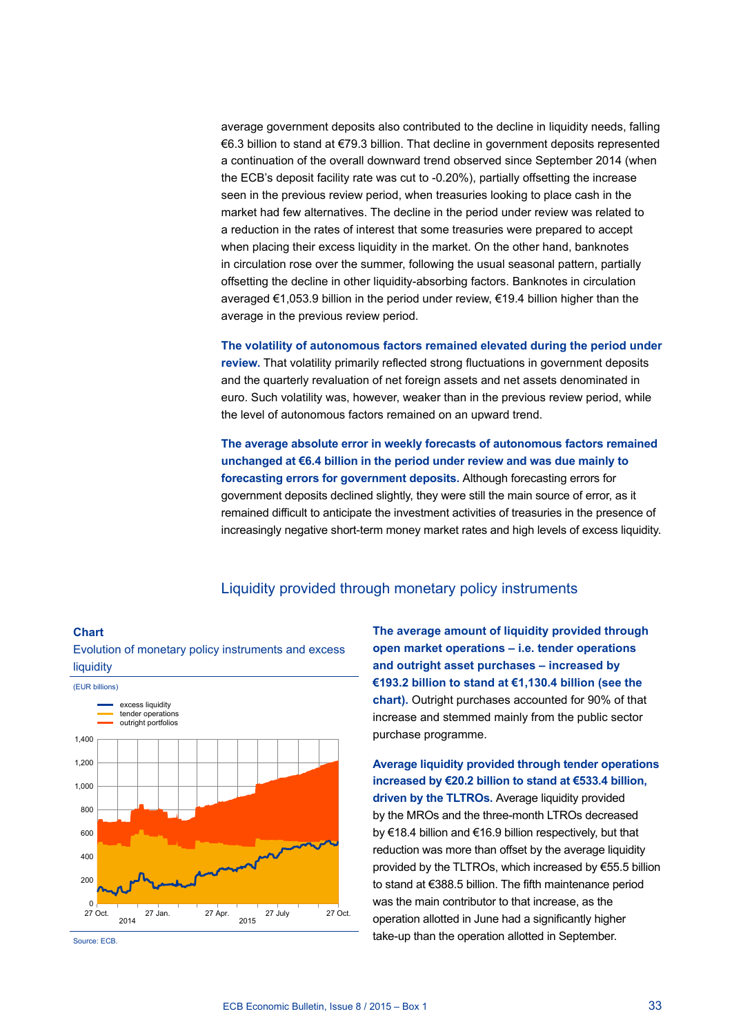average government deposits also contributed to the decline in liquidity needs, falling €6.3 billion to stand at €79.3 billion. That decline in government deposits represented a continuation of the overall downward trend observed since September 2014 (when the ECB's deposit facility rate was cut to -0.20%), partially offsetting the increase seen in the previous review period, when treasuries looking to place cash in the market had few alternatives. The decline in the period under review was related to a reduction in the rates of interest that some treasuries were prepared to accept when placing their excess liquidity in the market. On the other hand, banknotes in circulation rose over the summer, following the usual seasonal pattern, partially offsetting the decline in other liquidity-absorbing factors. Banknotes in circulation averaged €1,053.9 billion in the period under review, €19.4 billion higher than the average in the previous review period.

**The volatility of autonomous factors remained elevated during the period under review.** That volatility primarily reflected strong fluctuations in government deposits and the quarterly revaluation of net foreign assets and net assets denominated in euro. Such volatility was, however, weaker than in the previous review period, while the level of autonomous factors remained on an upward trend.

**The average absolute error in weekly forecasts of autonomous factors remained unchanged at €6.4 billion in the period under review and was due mainly to forecasting errors for government deposits.** Although forecasting errors for government deposits declined slightly, they were still the main source of error, as it remained difficult to anticipate the investment activities of treasuries in the presence of increasingly negative short-term money market rates and high levels of excess liquidity.

## Liquidity provided through monetary policy instruments

**Chart**

Evolution of monetary policy instruments and excess liquidity

(EUR billions)

Source: ECB.

**The average amount of liquidity provided through open market operations – i.e. tender operations and outright asset purchases – increased by €193.2 billion to stand at €1,130.4 billion (see the chart).** Outright purchases accounted for 90% of that increase and stemmed mainly from the public sector purchase programme.

**Average liquidity provided through tender operations increased by €20.2 billion to stand at €533.4 billion, driven by the TLTROs.** Average liquidity provided by the MROs and the three-month LTROs decreased by €18.4 billion and €16.9 billion respectively, but that reduction was more than offset by the average liquidity provided by the TLTROs, which increased by €55.5 billion to stand at €388.5 billion. The fifth maintenance period was the main contributor to that increase, as the operation allotted in June had a significantly higher take-up than the operation allotted in September.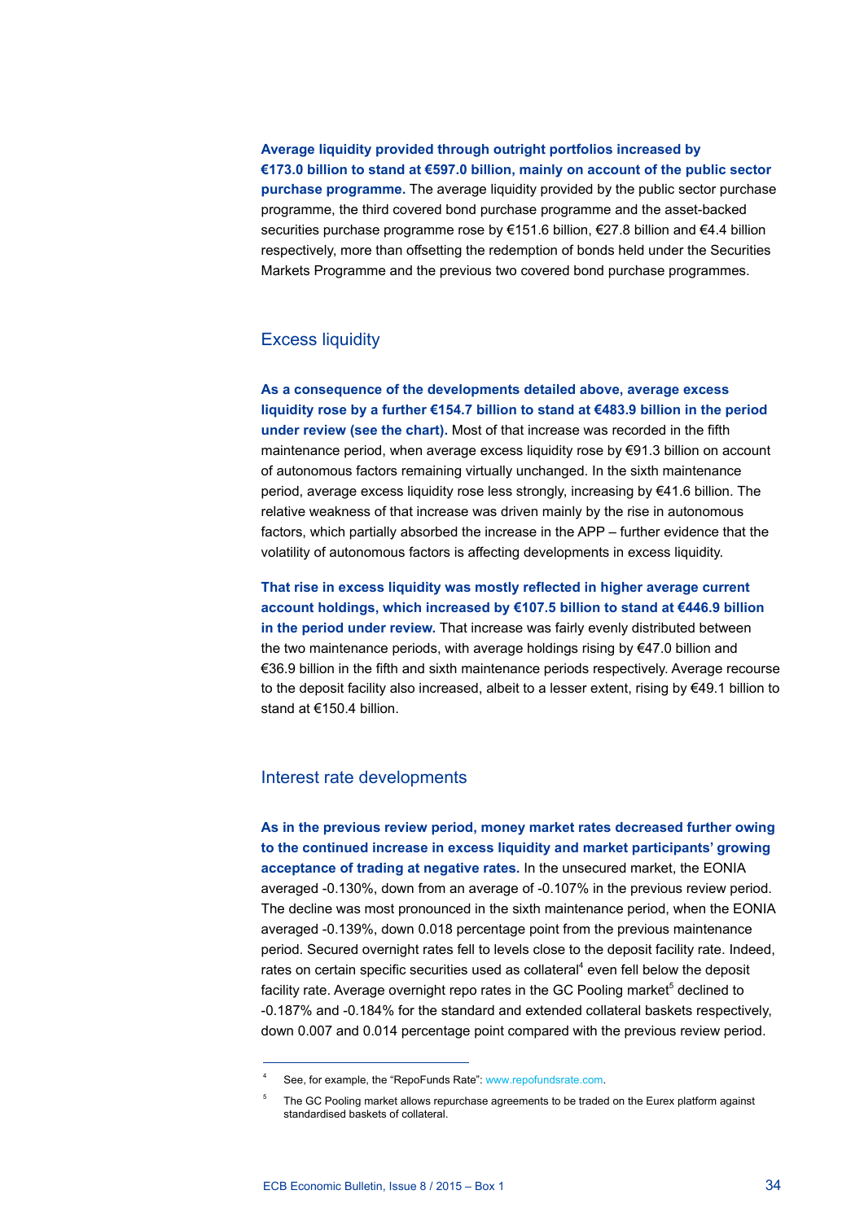**Average liquidity provided through outright portfolios increased by €173.0 billion to stand at €597.0 billion, mainly on account of the public sector purchase programme.** The average liquidity provided by the public sector purchase programme, the third covered bond purchase programme and the asset-backed securities purchase programme rose by €151.6 billion, €27.8 billion and €4.4 billion respectively, more than offsetting the redemption of bonds held under the Securities Markets Programme and the previous two covered bond purchase programmes.

## Excess liquidity

**As a consequence of the developments detailed above, average excess liquidity rose by a further €154.7 billion to stand at €483.9 billion in the period under review (see the chart).** Most of that increase was recorded in the fifth maintenance period, when average excess liquidity rose by €91.3 billion on account of autonomous factors remaining virtually unchanged. In the sixth maintenance period, average excess liquidity rose less strongly, increasing by €41.6 billion. The relative weakness of that increase was driven mainly by the rise in autonomous factors, which partially absorbed the increase in the APP – further evidence that the volatility of autonomous factors is affecting developments in excess liquidity.

**That rise in excess liquidity was mostly reflected in higher average current account holdings, which increased by €107.5 billion to stand at €446.9 billion in the period under review.** That increase was fairly evenly distributed between the two maintenance periods, with average holdings rising by €47.0 billion and €36.9 billion in the fifth and sixth maintenance periods respectively. Average recourse to the deposit facility also increased, albeit to a lesser extent, rising by €49.1 billion to stand at €150.4 billion.

## Interest rate developments

**As in the previous review period, money market rates decreased further owing to the continued increase in excess liquidity and market participants' growing acceptance of trading at negative rates.** In the unsecured market, the EONIA averaged -0.130%, down from an average of -0.107% in the previous review period. The decline was most pronounced in the sixth maintenance period, when the EONIA averaged -0.139%, down 0.018 percentage point from the previous maintenance period. Secured overnight rates fell to levels close to the deposit facility rate. Indeed, rates on certain specific securities used as collateral[4] even fell below the deposit facility rate. Average overnight repo rates in the GC Pooling market[5] declined to -0.187% and -0.184% for the standard and extended collateral baskets respectively, down 0.007 and 0.014 percentage point compared with the previous review period.

---

[4] See, for example, the "RepoFunds Rate": www.repofundsrate.com.

[5] The GC Pooling market allows repurchase agreements to be traded on the Eurex platform against standardised baskets of collateral.